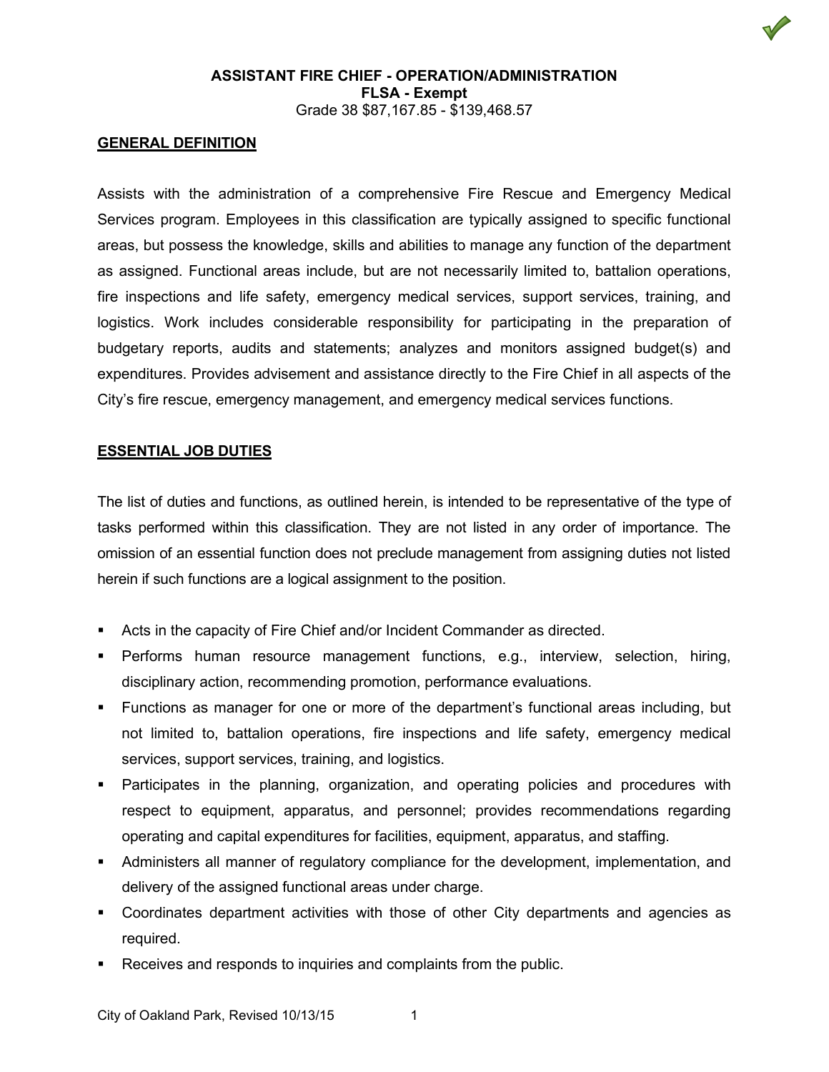**ASSISTANT FIRE CHIEF - OPERATION/ADMINISTRATION**
**FLSA - Exempt**
Grade 38 $87,167.85 - $139,468.57

## GENERAL DEFINITION

Assists with the administration of a comprehensive Fire Rescue and Emergency Medical Services program. Employees in this classification are typically assigned to specific functional areas, but possess the knowledge, skills and abilities to manage any function of the department as assigned. Functional areas include, but are not necessarily limited to, battalion operations, fire inspections and life safety, emergency medical services, support services, training, and logistics. Work includes considerable responsibility for participating in the preparation of budgetary reports, audits and statements; analyzes and monitors assigned budget(s) and expenditures. Provides advisement and assistance directly to the Fire Chief in all aspects of the City's fire rescue, emergency management, and emergency medical services functions.

## ESSENTIAL JOB DUTIES

The list of duties and functions, as outlined herein, is intended to be representative of the type of tasks performed within this classification. They are not listed in any order of importance. The omission of an essential function does not preclude management from assigning duties not listed herein if such functions are a logical assignment to the position.

- Acts in the capacity of Fire Chief and/or Incident Commander as directed.
- Performs human resource management functions, e.g., interview, selection, hiring, disciplinary action, recommending promotion, performance evaluations.
- Functions as manager for one or more of the department's functional areas including, but not limited to, battalion operations, fire inspections and life safety, emergency medical services, support services, training, and logistics.
- Participates in the planning, organization, and operating policies and procedures with respect to equipment, apparatus, and personnel; provides recommendations regarding operating and capital expenditures for facilities, equipment, apparatus, and staffing.
- Administers all manner of regulatory compliance for the development, implementation, and delivery of the assigned functional areas under charge.
- Coordinates department activities with those of other City departments and agencies as required.
- Receives and responds to inquiries and complaints from the public.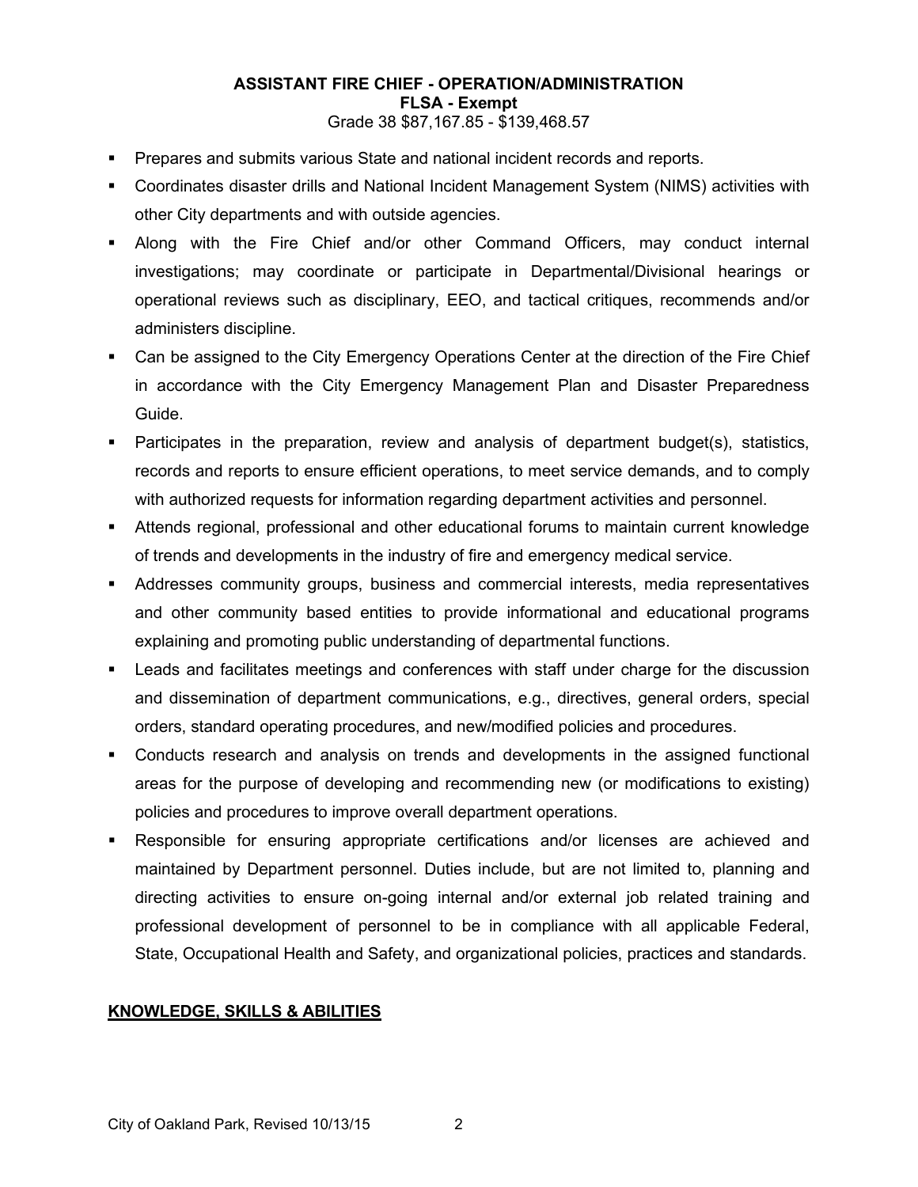**ASSISTANT FIRE CHIEF - OPERATION/ADMINISTRATION**
**FLSA - Exempt**
Grade 38 $87,167.85 - $139,468.57

- Prepares and submits various State and national incident records and reports.
- Coordinates disaster drills and National Incident Management System (NIMS) activities with other City departments and with outside agencies.
- Along with the Fire Chief and/or other Command Officers, may conduct internal investigations; may coordinate or participate in Departmental/Divisional hearings or operational reviews such as disciplinary, EEO, and tactical critiques, recommends and/or administers discipline.
- Can be assigned to the City Emergency Operations Center at the direction of the Fire Chief in accordance with the City Emergency Management Plan and Disaster Preparedness Guide.
- Participates in the preparation, review and analysis of department budget(s), statistics, records and reports to ensure efficient operations, to meet service demands, and to comply with authorized requests for information regarding department activities and personnel.
- Attends regional, professional and other educational forums to maintain current knowledge of trends and developments in the industry of fire and emergency medical service.
- Addresses community groups, business and commercial interests, media representatives and other community based entities to provide informational and educational programs explaining and promoting public understanding of departmental functions.
- Leads and facilitates meetings and conferences with staff under charge for the discussion and dissemination of department communications, e.g., directives, general orders, special orders, standard operating procedures, and new/modified policies and procedures.
- Conducts research and analysis on trends and developments in the assigned functional areas for the purpose of developing and recommending new (or modifications to existing) policies and procedures to improve overall department operations.
- Responsible for ensuring appropriate certifications and/or licenses are achieved and maintained by Department personnel. Duties include, but are not limited to, planning and directing activities to ensure on-going internal and/or external job related training and professional development of personnel to be in compliance with all applicable Federal, State, Occupational Health and Safety, and organizational policies, practices and standards.

## KNOWLEDGE, SKILLS & ABILITIES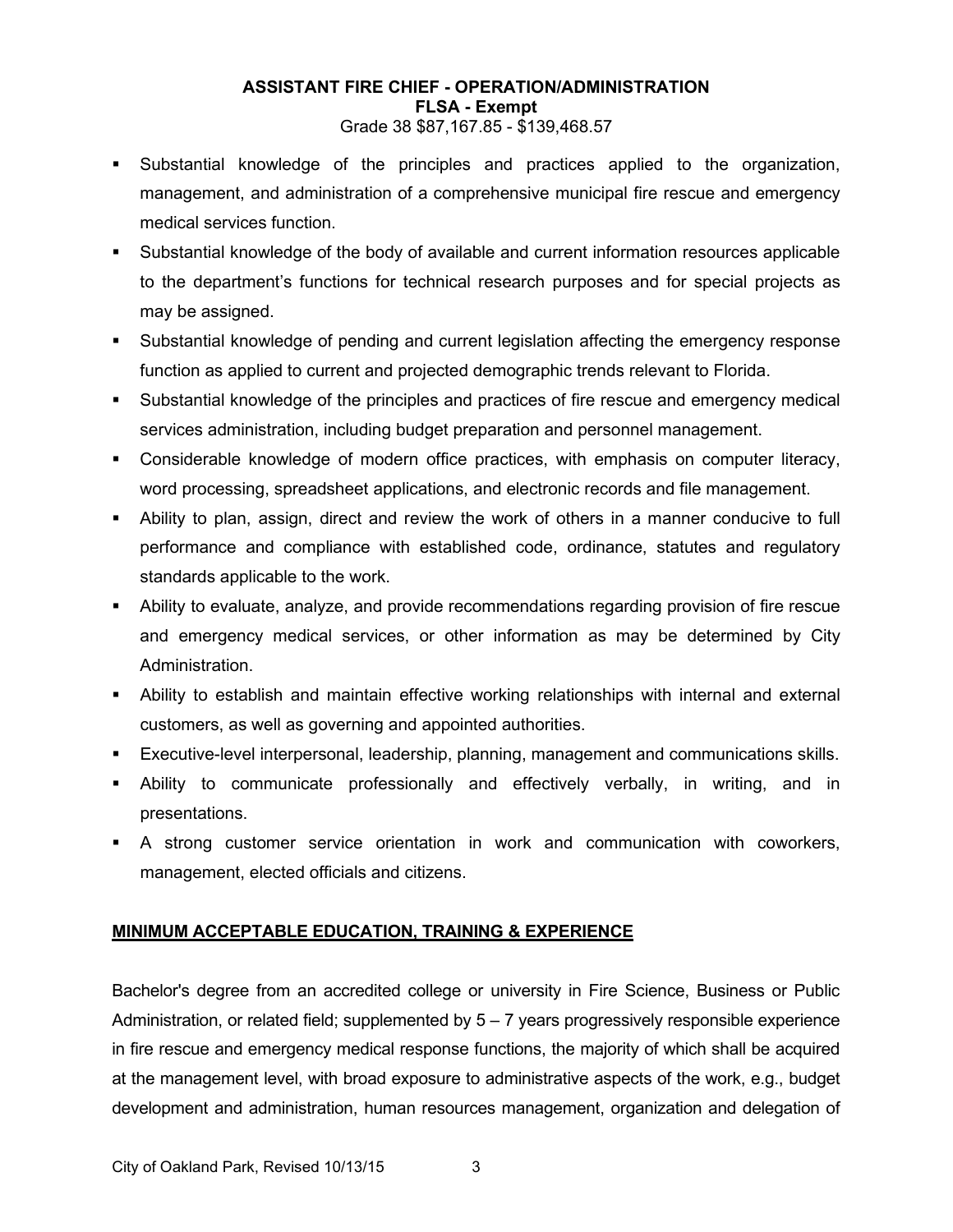**ASSISTANT FIRE CHIEF - OPERATION/ADMINISTRATION**
**FLSA - Exempt**
Grade 38 $87,167.85 - $139,468.57

- Substantial knowledge of the principles and practices applied to the organization, management, and administration of a comprehensive municipal fire rescue and emergency medical services function.
- Substantial knowledge of the body of available and current information resources applicable to the department's functions for technical research purposes and for special projects as may be assigned.
- Substantial knowledge of pending and current legislation affecting the emergency response function as applied to current and projected demographic trends relevant to Florida.
- Substantial knowledge of the principles and practices of fire rescue and emergency medical services administration, including budget preparation and personnel management.
- Considerable knowledge of modern office practices, with emphasis on computer literacy, word processing, spreadsheet applications, and electronic records and file management.
- Ability to plan, assign, direct and review the work of others in a manner conducive to full performance and compliance with established code, ordinance, statutes and regulatory standards applicable to the work.
- Ability to evaluate, analyze, and provide recommendations regarding provision of fire rescue and emergency medical services, or other information as may be determined by City Administration.
- Ability to establish and maintain effective working relationships with internal and external customers, as well as governing and appointed authorities.
- Executive-level interpersonal, leadership, planning, management and communications skills.
- Ability to communicate professionally and effectively verbally, in writing, and in presentations.
- A strong customer service orientation in work and communication with coworkers, management, elected officials and citizens.

## MINIMUM ACCEPTABLE EDUCATION, TRAINING & EXPERIENCE

Bachelor's degree from an accredited college or university in Fire Science, Business or Public Administration, or related field; supplemented by 5 – 7 years progressively responsible experience in fire rescue and emergency medical response functions, the majority of which shall be acquired at the management level, with broad exposure to administrative aspects of the work, e.g., budget development and administration, human resources management, organization and delegation of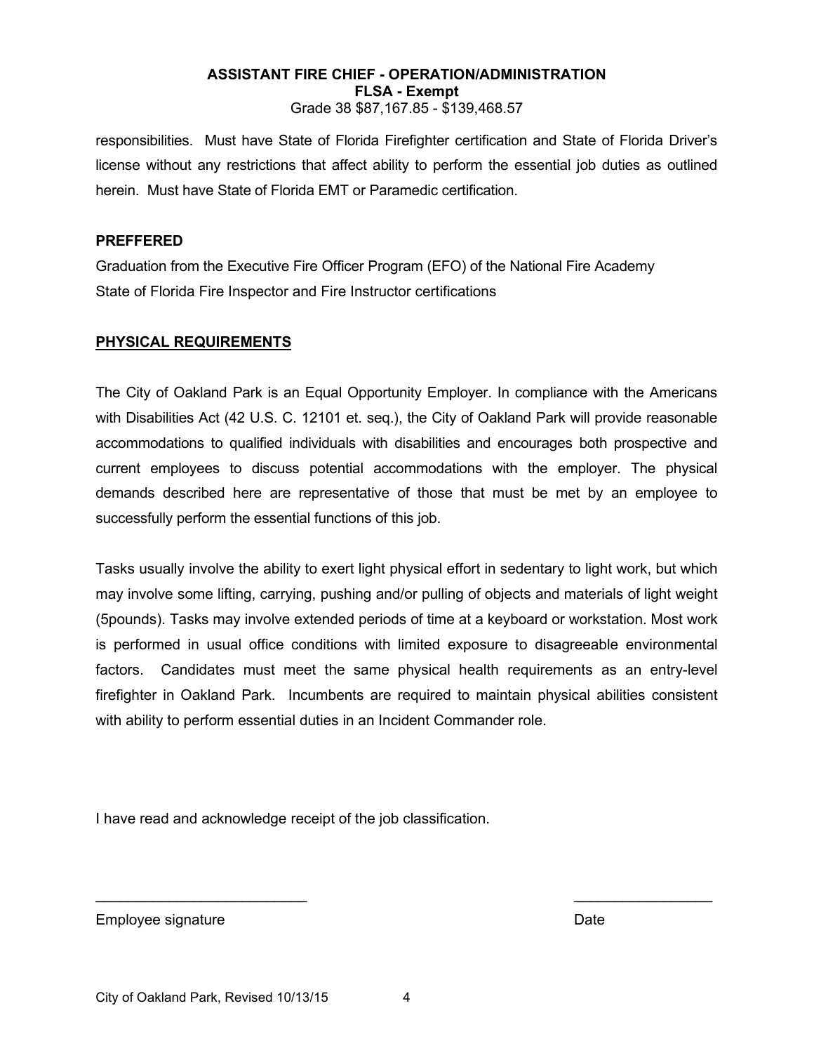responsibilities. Must have State of Florida Firefighter certification and State of Florida Driver's license without any restrictions that affect ability to perform the essential job duties as outlined herein. Must have State of Florida EMT or Paramedic certification.

**PREFFERED**

Graduation from the Executive Fire Officer Program (EFO) of the National Fire Academy
State of Florida Fire Inspector and Fire Instructor certifications

## PHYSICAL REQUIREMENTS

The City of Oakland Park is an Equal Opportunity Employer. In compliance with the Americans with Disabilities Act (42 U.S. C. 12101 et. seq.), the City of Oakland Park will provide reasonable accommodations to qualified individuals with disabilities and encourages both prospective and current employees to discuss potential accommodations with the employer. The physical demands described here are representative of those that must be met by an employee to successfully perform the essential functions of this job.

Tasks usually involve the ability to exert light physical effort in sedentary to light work, but which may involve some lifting, carrying, pushing and/or pulling of objects and materials of light weight (5pounds). Tasks may involve extended periods of time at a keyboard or workstation. Most work is performed in usual office conditions with limited exposure to disagreeable environmental factors. Candidates must meet the same physical health requirements as an entry-level firefighter in Oakland Park. Incumbents are required to maintain physical abilities consistent with ability to perform essential duties in an Incident Commander role.

I have read and acknowledge receipt of the job classification.

___________________________ &nbsp;&nbsp;&nbsp;&nbsp;&nbsp;&nbsp;&nbsp;&nbsp;&nbsp;&nbsp;&nbsp;&nbsp; _________________

Employee signature &nbsp;&nbsp;&nbsp;&nbsp;&nbsp;&nbsp;&nbsp;&nbsp;&nbsp;&nbsp;&nbsp;&nbsp;&nbsp;&nbsp;&nbsp;&nbsp;&nbsp;&nbsp;&nbsp;&nbsp;&nbsp;&nbsp;&nbsp;&nbsp; Date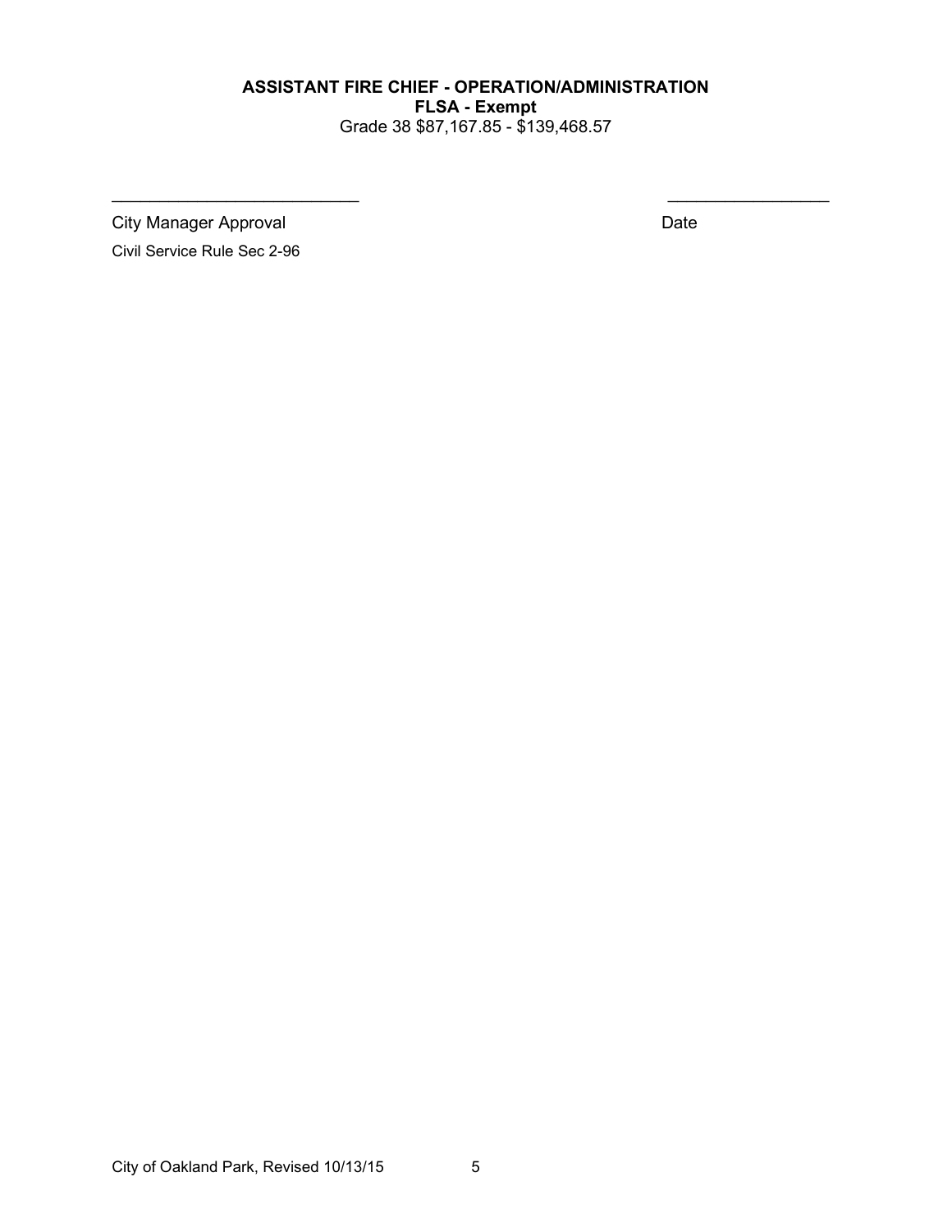**ASSISTANT FIRE CHIEF - OPERATION/ADMINISTRATION**
**FLSA - Exempt**
Grade 38 $87,167.85 - $139,468.57

___________________________ ________________

City Manager Approval Date

Civil Service Rule Sec 2-96